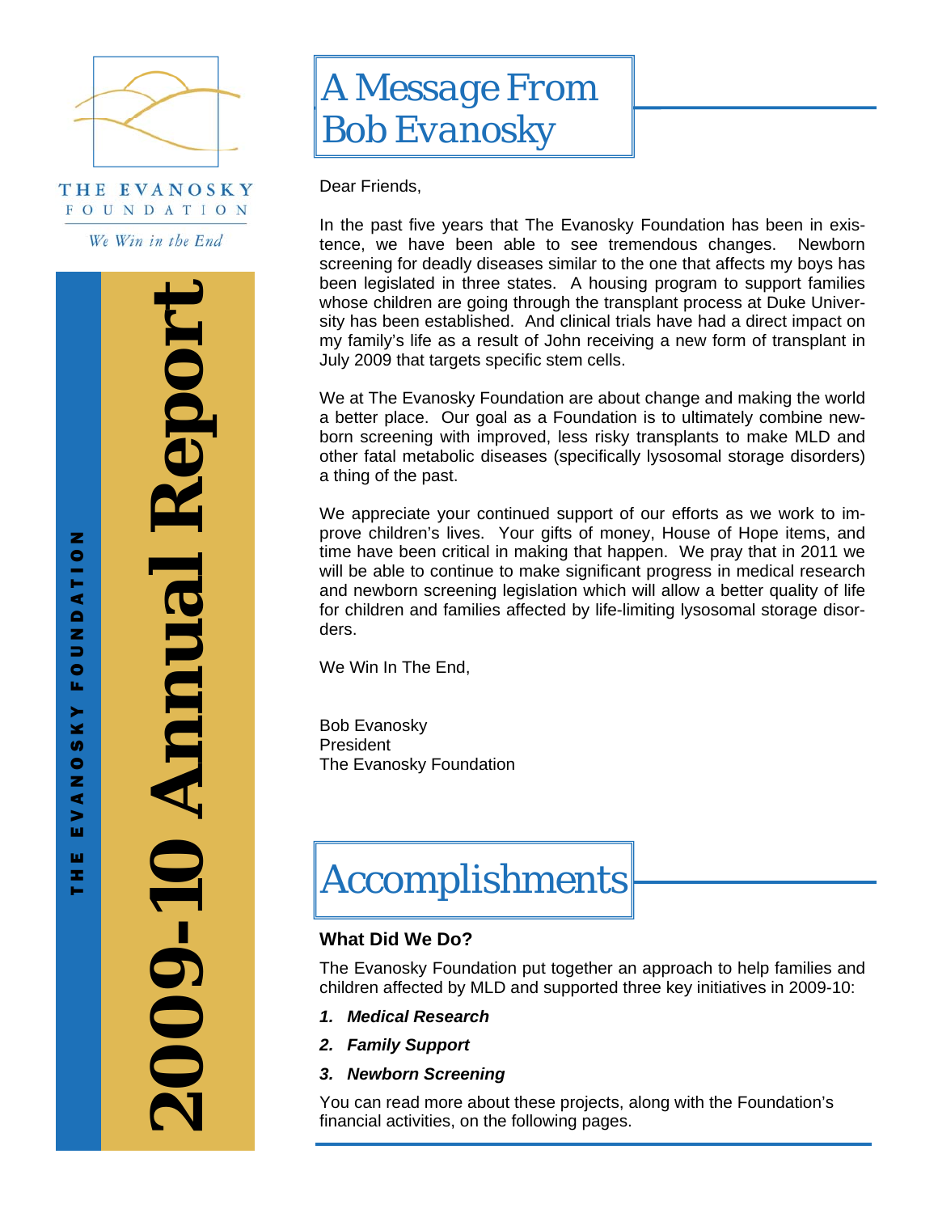THE EVANOSKY FOUNDATION

*We Win in the End*

# 2009-10 Annual Report

THE EVANOSKY FOUNDATION

## A Message From Bob Evanosky

Dear Friends,

In the past five years that The Evanosky Foundation has been in existence, we have been able to see tremendous changes. Newborn screening for deadly diseases similar to the one that affects my boys has been legislated in three states. A housing program to support families whose children are going through the transplant process at Duke University has been established. And clinical trials have had a direct impact on my family's life as a result of John receiving a new form of transplant in July 2009 that targets specific stem cells.

We at The Evanosky Foundation are about change and making the world a better place. Our goal as a Foundation is to ultimately combine newborn screening with improved, less risky transplants to make MLD and other fatal metabolic diseases (specifically lysosomal storage disorders) a thing of the past.

We appreciate your continued support of our efforts as we work to improve children's lives. Your gifts of money, House of Hope items, and time have been critical in making that happen. We pray that in 2011 we will be able to continue to make significant progress in medical research and newborn screening legislation which will allow a better quality of life for children and families affected by life-limiting lysosomal storage disorders.

We Win In The End,

Bob Evanosky
President
The Evanosky Foundation

## Accomplishments

### What Did We Do?

The Evanosky Foundation put together an approach to help families and children affected by MLD and supported three key initiatives in 2009-10:

1. ***Medical Research***
2. ***Family Support***
3. ***Newborn Screening***

You can read more about these projects, along with the Foundation's financial activities, on the following pages.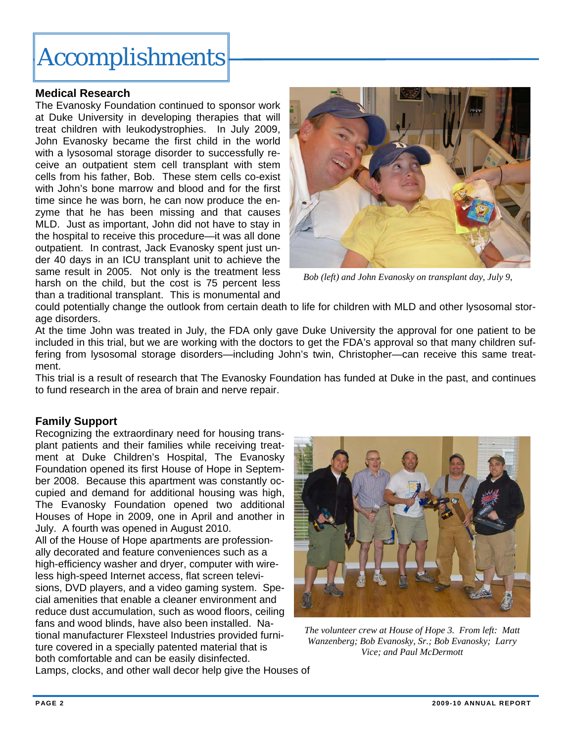# Accomplishments

## Medical Research

The Evanosky Foundation continued to sponsor work at Duke University in developing therapies that will treat children with leukodystrophies. In July 2009, John Evanosky became the first child in the world with a lysosomal storage disorder to successfully receive an outpatient stem cell transplant with stem cells from his father, Bob. These stem cells co-exist with John's bone marrow and blood and for the first time since he was born, he can now produce the enzyme that he has been missing and that causes MLD. Just as important, John did not have to stay in the hospital to receive this procedure—it was all done outpatient. In contrast, Jack Evanosky spent just under 40 days in an ICU transplant unit to achieve the same result in 2005. Not only is the treatment less harsh on the child, but the cost is 75 percent less than a traditional transplant. This is monumental and could potentially change the outlook from certain death to life for children with MLD and other lysosomal storage disorders.

*Bob (left) and John Evanosky on transplant day, July 9,*

At the time John was treated in July, the FDA only gave Duke University the approval for one patient to be included in this trial, but we are working with the doctors to get the FDA's approval so that many children suffering from lysosomal storage disorders—including John's twin, Christopher—can receive this same treatment.

This trial is a result of research that The Evanosky Foundation has funded at Duke in the past, and continues to fund research in the area of brain and nerve repair.

## Family Support

Recognizing the extraordinary need for housing transplant patients and their families while receiving treatment at Duke Children's Hospital, The Evanosky Foundation opened its first House of Hope in September 2008. Because this apartment was constantly occupied and demand for additional housing was high, The Evanosky Foundation opened two additional Houses of Hope in 2009, one in April and another in July. A fourth was opened in August 2010.

All of the House of Hope apartments are professionally decorated and feature conveniences such as a high-efficiency washer and dryer, computer with wireless high-speed Internet access, flat screen televisions, DVD players, and a video gaming system. Special amenities that enable a cleaner environment and reduce dust accumulation, such as wood floors, ceiling fans and wood blinds, have also been installed. National manufacturer Flexsteel Industries provided furniture covered in a specially patented material that is both comfortable and can be easily disinfected.

*The volunteer crew at House of Hope 3. From left: Matt Wanzenberg; Bob Evanosky, Sr.; Bob Evanosky; Larry Vice; and Paul McDermott*

Lamps, clocks, and other wall decor help give the Houses of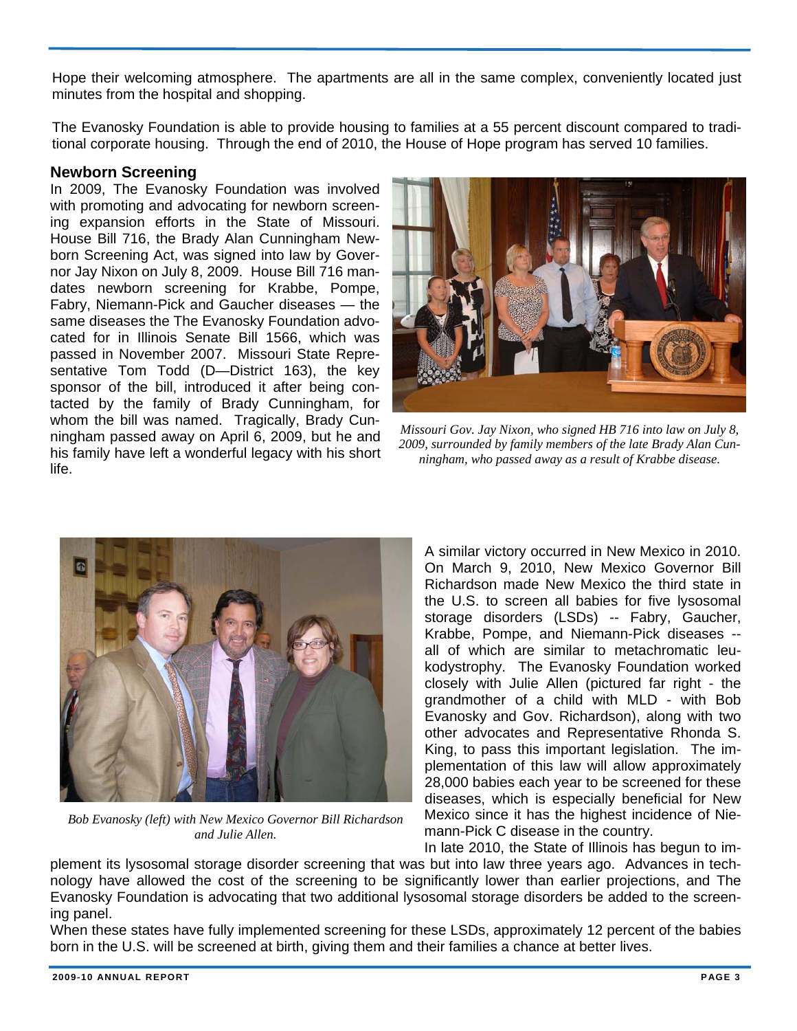Hope their welcoming atmosphere. The apartments are all in the same complex, conveniently located just minutes from the hospital and shopping.

The Evanosky Foundation is able to provide housing to families at a 55 percent discount compared to traditional corporate housing. Through the end of 2010, the House of Hope program has served 10 families.

### Newborn Screening

In 2009, The Evanosky Foundation was involved with promoting and advocating for newborn screening expansion efforts in the State of Missouri. House Bill 716, the Brady Alan Cunningham Newborn Screening Act, was signed into law by Governor Jay Nixon on July 8, 2009. House Bill 716 mandates newborn screening for Krabbe, Pompe, Fabry, Niemann-Pick and Gaucher diseases — the same diseases the The Evanosky Foundation advocated for in Illinois Senate Bill 1566, which was passed in November 2007. Missouri State Representative Tom Todd (D—District 163), the key sponsor of the bill, introduced it after being contacted by the family of Brady Cunningham, for whom the bill was named. Tragically, Brady Cunningham passed away on April 6, 2009, but he and his family have left a wonderful legacy with his short life.

*Missouri Gov. Jay Nixon, who signed HB 716 into law on July 8, 2009, surrounded by family members of the late Brady Alan Cunningham, who passed away as a result of Krabbe disease.*

A similar victory occurred in New Mexico in 2010. On March 9, 2010, New Mexico Governor Bill Richardson made New Mexico the third state in the U.S. to screen all babies for five lysosomal storage disorders (LSDs) -- Fabry, Gaucher, Krabbe, Pompe, and Niemann-Pick diseases -- all of which are similar to metachromatic leukodystrophy. The Evanosky Foundation worked closely with Julie Allen (pictured far right - the grandmother of a child with MLD - with Bob Evanosky and Gov. Richardson), along with two other advocates and Representative Rhonda S. King, to pass this important legislation. The implementation of this law will allow approximately 28,000 babies each year to be screened for these diseases, which is especially beneficial for New Mexico since it has the highest incidence of Niemann-Pick C disease in the country.

*Bob Evanosky (left) with New Mexico Governor Bill Richardson and Julie Allen.*

In late 2010, the State of Illinois has begun to implement its lysosomal storage disorder screening that was but into law three years ago. Advances in technology have allowed the cost of the screening to be significantly lower than earlier projections, and The Evanosky Foundation is advocating that two additional lysosomal storage disorders be added to the screening panel.

When these states have fully implemented screening for these LSDs, approximately 12 percent of the babies born in the U.S. will be screened at birth, giving them and their families a chance at better lives.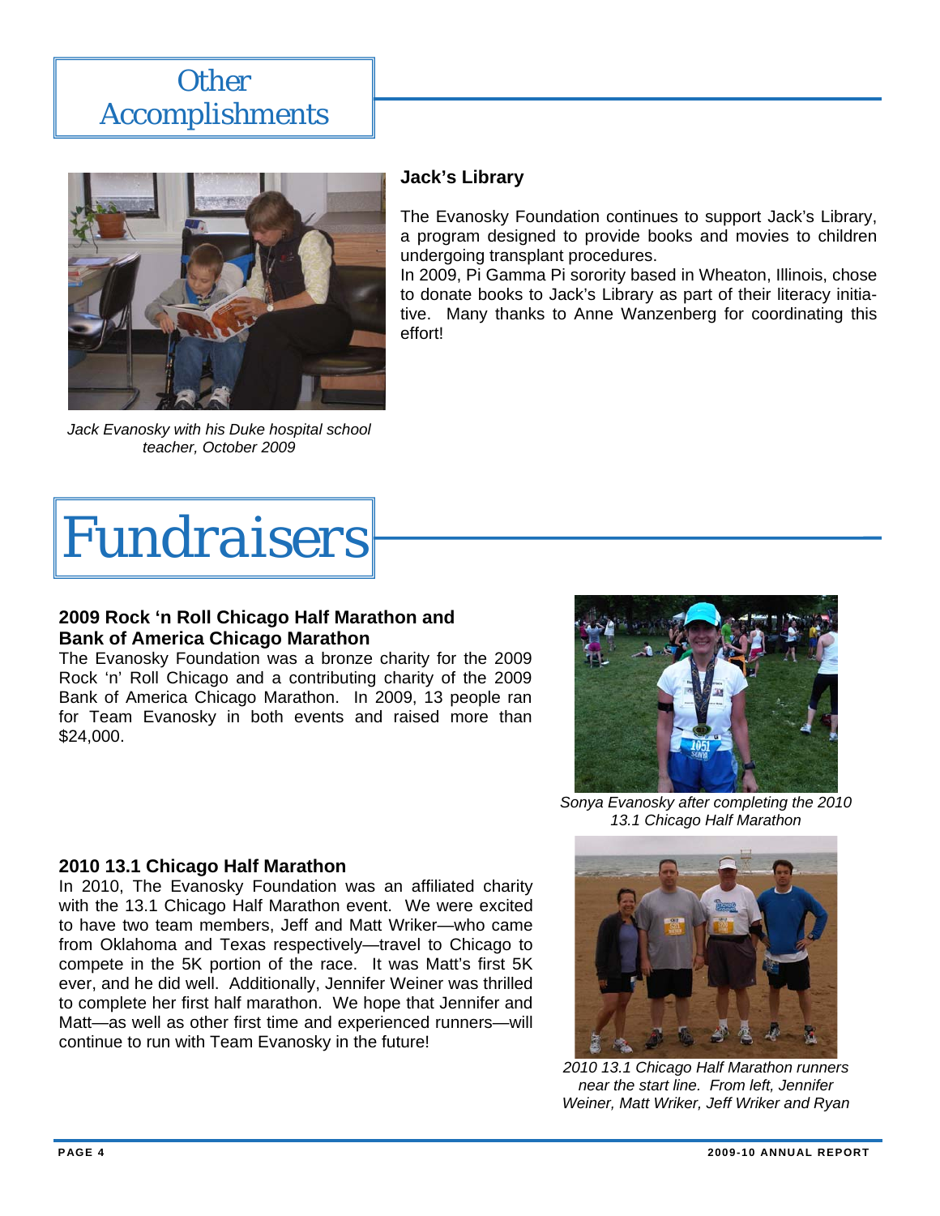# Other Accomplishments

Jack Evanosky with his Duke hospital school teacher, October 2009

### Jack's Library

The Evanosky Foundation continues to support Jack's Library, a program designed to provide books and movies to children undergoing transplant procedures.

In 2009, Pi Gamma Pi sorority based in Wheaton, Illinois, chose to donate books to Jack's Library as part of their literacy initiative. Many thanks to Anne Wanzenberg for coordinating this effort!

# Fundraisers

### 2009 Rock 'n Roll Chicago Half Marathon and Bank of America Chicago Marathon

The Evanosky Foundation was a bronze charity for the 2009 Rock 'n' Roll Chicago and a contributing charity of the 2009 Bank of America Chicago Marathon. In 2009, 13 people ran for Team Evanosky in both events and raised more than $24,000.

*Sonya Evanosky after completing the 2010 13.1 Chicago Half Marathon*

### 2010 13.1 Chicago Half Marathon

In 2010, The Evanosky Foundation was an affiliated charity with the 13.1 Chicago Half Marathon event. We were excited to have two team members, Jeff and Matt Wriker—who came from Oklahoma and Texas respectively—travel to Chicago to compete in the 5K portion of the race. It was Matt's first 5K ever, and he did well. Additionally, Jennifer Weiner was thrilled to complete her first half marathon. We hope that Jennifer and Matt—as well as other first time and experienced runners—will continue to run with Team Evanosky in the future!

*2010 13.1 Chicago Half Marathon runners near the start line. From left, Jennifer Weiner, Matt Wriker, Jeff Wriker and Ryan*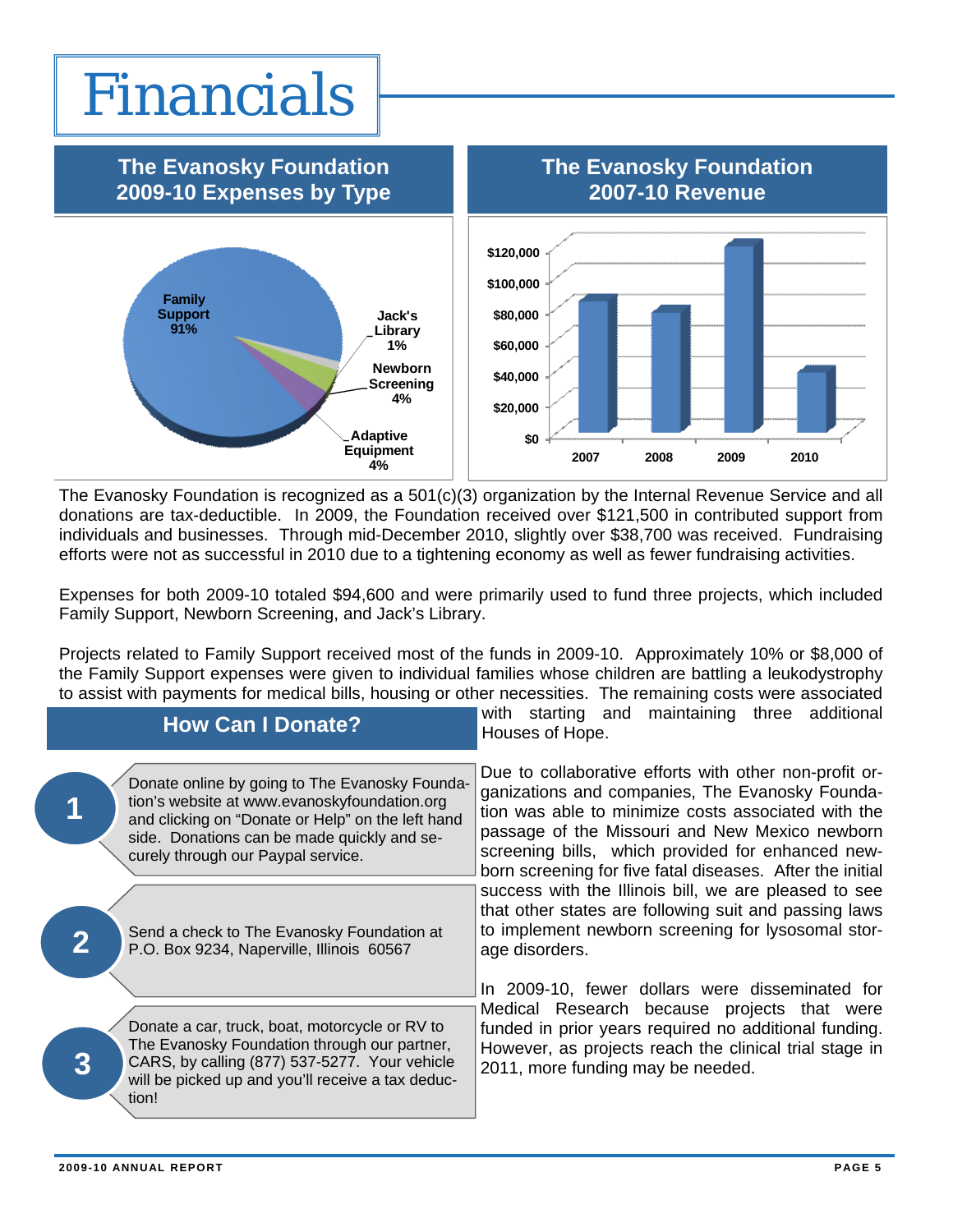# Financials

## The Evanosky Foundation 2009-10 Expenses by Type

Family Support 91%

Jack's Library 1%

Newborn Screening 4%

Adaptive Equipment 4%

## The Evanosky Foundation 2007-10 Revenue

$120,000
$100,000
$80,000
$60,000
$40,000
$20,000
$0

2007 2008 2009 2010

The Evanosky Foundation is recognized as a 501(c)(3) organization by the Internal Revenue Service and all donations are tax-deductible. In 2009, the Foundation received over $121,500 in contributed support from individuals and businesses. Through mid-December 2010, slightly over $38,700 was received. Fundraising efforts were not as successful in 2010 due to a tightening economy as well as fewer fundraising activities.

Expenses for both 2009-10 totaled $94,600 and were primarily used to fund three projects, which included Family Support, Newborn Screening, and Jack's Library.

Projects related to Family Support received most of the funds in 2009-10. Approximately 10% or $8,000 of the Family Support expenses were given to individual families whose children are battling a leukodystrophy to assist with payments for medical bills, housing or other necessities. The remaining costs were associated with starting and maintaining three additional Houses of Hope.

Due to collaborative efforts with other non-profit organizations and companies, The Evanosky Foundation was able to minimize costs associated with the passage of the Missouri and New Mexico newborn screening bills, which provided for enhanced newborn screening for five fatal diseases. After the initial success with the Illinois bill, we are pleased to see that other states are following suit and passing laws to implement newborn screening for lysosomal storage disorders.

In 2009-10, fewer dollars were disseminated for Medical Research because projects that were funded in prior years required no additional funding. However, as projects reach the clinical trial stage in 2011, more funding may be needed.

## How Can I Donate?

1. Donate online by going to The Evanosky Foundation's website at www.evanoskyfoundation.org and clicking on "Donate or Help" on the left hand side. Donations can be made quickly and securely through our Paypal service.

2. Send a check to The Evanosky Foundation at P.O. Box 9234, Naperville, Illinois 60567

3. Donate a car, truck, boat, motorcycle or RV to The Evanosky Foundation through our partner, CARS, by calling (877) 537-5277. Your vehicle will be picked up and you'll receive a tax deduction!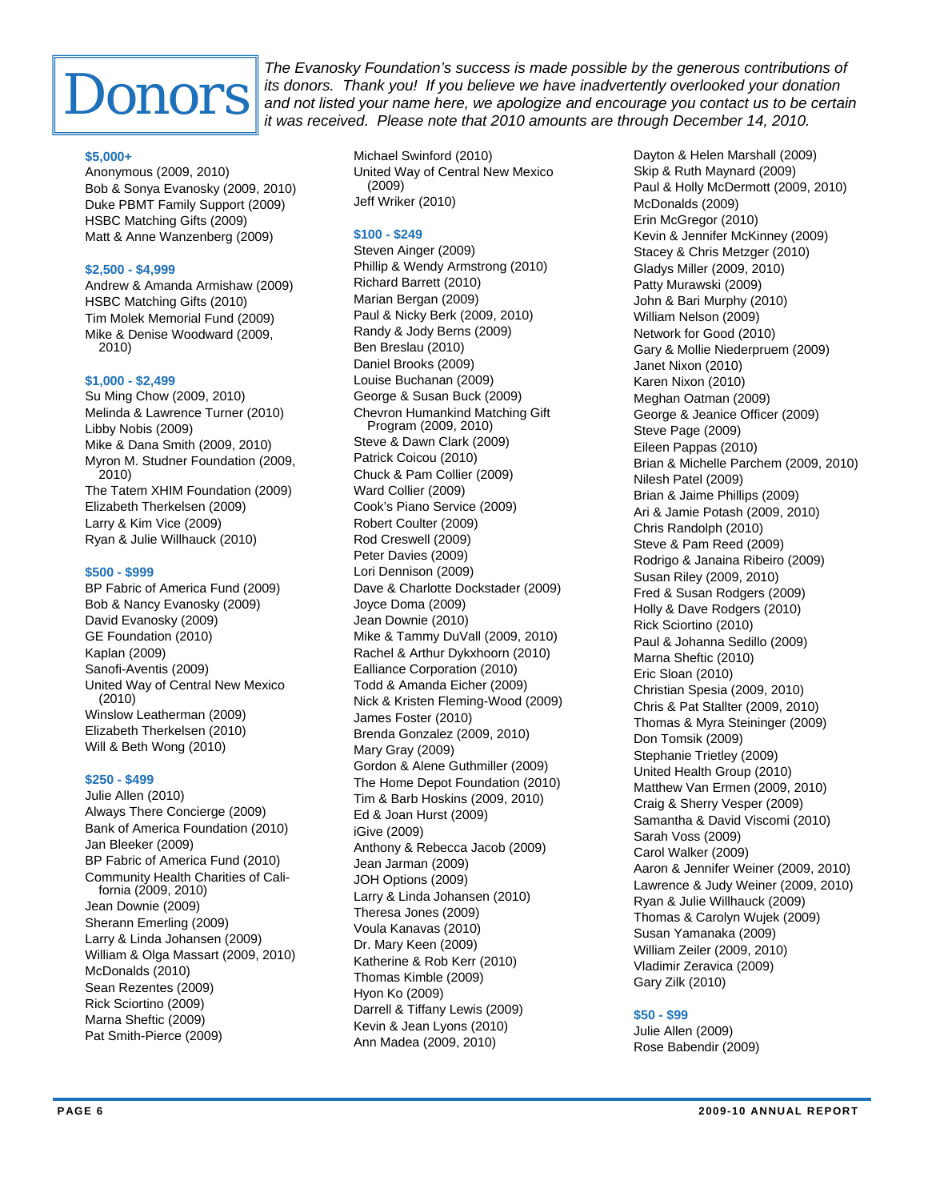# Donors

*The Evanosky Foundation's success is made possible by the generous contributions of its donors. Thank you! If you believe we have inadvertently overlooked your donation and not listed your name here, we apologize and encourage you contact us to be certain it was received. Please note that 2010 amounts are through December 14, 2010.*

### $5,000+

Anonymous (2009, 2010)
Bob & Sonya Evanosky (2009, 2010)
Duke PBMT Family Support (2009)
HSBC Matching Gifts (2009)
Matt & Anne Wanzenberg (2009)

### $2,500 - $4,999

Andrew & Amanda Armishaw (2009)
HSBC Matching Gifts (2010)
Tim Molek Memorial Fund (2009)
Mike & Denise Woodward (2009, 2010)

### $1,000 - $2,499

Su Ming Chow (2009, 2010)
Melinda & Lawrence Turner (2010)
Libby Nobis (2009)
Mike & Dana Smith (2009, 2010)
Myron M. Studner Foundation (2009, 2010)
The Tatem XHIM Foundation (2009)
Elizabeth Therkelsen (2009)
Larry & Kim Vice (2009)
Ryan & Julie Willhauck (2010)

### $500 - $999

BP Fabric of America Fund (2009)
Bob & Nancy Evanosky (2009)
David Evanosky (2009)
GE Foundation (2010)
Kaplan (2009)
Sanofi-Aventis (2009)
United Way of Central New Mexico (2010)
Winslow Leatherman (2009)
Elizabeth Therkelsen (2010)
Will & Beth Wong (2010)

### $250 - $499

Julie Allen (2010)
Always There Concierge (2009)
Bank of America Foundation (2010)
Jan Bleeker (2009)
BP Fabric of America Fund (2010)
Community Health Charities of California (2009, 2010)
Jean Downie (2009)
Sherann Emerling (2009)
Larry & Linda Johansen (2009)
William & Olga Massart (2009, 2010)
McDonalds (2010)
Sean Rezentes (2009)
Rick Sciortino (2009)
Marna Sheftic (2009)
Pat Smith-Pierce (2009)
Michael Swinford (2010)
United Way of Central New Mexico (2009)
Jeff Wriker (2010)

### $100 - $249

Steven Ainger (2009)
Phillip & Wendy Armstrong (2010)
Richard Barrett (2010)
Marian Bergan (2009)
Paul & Nicky Berk (2009, 2010)
Randy & Jody Berns (2009)
Ben Breslau (2010)
Daniel Brooks (2009)
Louise Buchanan (2009)
George & Susan Buck (2009)
Chevron Humankind Matching Gift Program (2009, 2010)
Steve & Dawn Clark (2009)
Patrick Coicou (2010)
Chuck & Pam Collier (2009)
Ward Collier (2009)
Cook's Piano Service (2009)
Robert Coulter (2009)
Rod Creswell (2009)
Peter Davies (2009)
Lori Dennison (2009)
Dave & Charlotte Dockstader (2009)
Joyce Doma (2009)
Jean Downie (2010)
Mike & Tammy DuVall (2009, 2010)
Rachel & Arthur Dykxhoorn (2010)
Ealliance Corporation (2010)
Todd & Amanda Eicher (2009)
Nick & Kristen Fleming-Wood (2009)
James Foster (2010)
Brenda Gonzalez (2009, 2010)
Mary Gray (2009)
Gordon & Alene Guthmiller (2009)
The Home Depot Foundation (2010)
Tim & Barb Hoskins (2009, 2010)
Ed & Joan Hurst (2009)
iGive (2009)
Anthony & Rebecca Jacob (2009)
Jean Jarman (2009)
JOH Options (2009)
Larry & Linda Johansen (2010)
Theresa Jones (2009)
Voula Kanavas (2010)
Dr. Mary Keen (2009)
Katherine & Rob Kerr (2010)
Thomas Kimble (2009)
Hyon Ko (2009)
Darrell & Tiffany Lewis (2009)
Kevin & Jean Lyons (2010)
Ann Madea (2009, 2010)
Dayton & Helen Marshall (2009)
Skip & Ruth Maynard (2009)
Paul & Holly McDermott (2009, 2010)
McDonalds (2009)
Erin McGregor (2010)
Kevin & Jennifer McKinney (2009)
Stacey & Chris Metzger (2010)
Gladys Miller (2009, 2010)
Patty Murawski (2009)
John & Bari Murphy (2010)
William Nelson (2009)
Network for Good (2010)
Gary & Mollie Niederpruem (2009)
Janet Nixon (2010)
Karen Nixon (2010)
Meghan Oatman (2009)
George & Jeanice Officer (2009)
Steve Page (2009)
Eileen Pappas (2010)
Brian & Michelle Parchem (2009, 2010)
Nilesh Patel (2009)
Brian & Jaime Phillips (2009)
Ari & Jamie Potash (2009, 2010)
Chris Randolph (2010)
Steve & Pam Reed (2009)
Rodrigo & Janaina Ribeiro (2009)
Susan Riley (2009, 2010)
Fred & Susan Rodgers (2009)
Holly & Dave Rodgers (2010)
Rick Sciortino (2010)
Paul & Johanna Sedillo (2009)
Marna Sheftic (2010)
Eric Sloan (2010)
Christian Spesia (2009, 2010)
Chris & Pat Stallter (2009, 2010)
Thomas & Myra Steininger (2009)
Don Tomsik (2009)
Stephanie Trietley (2009)
United Health Group (2010)
Matthew Van Ermen (2009, 2010)
Craig & Sherry Vesper (2009)
Samantha & David Viscomi (2010)
Sarah Voss (2009)
Carol Walker (2009)
Aaron & Jennifer Weiner (2009, 2010)
Lawrence & Judy Weiner (2009, 2010)
Ryan & Julie Willhauck (2009)
Thomas & Carolyn Wujek (2009)
Susan Yamanaka (2009)
William Zeiler (2009, 2010)
Vladimir Zeravica (2009)
Gary Zilk (2010)

### $50 - $99

Julie Allen (2009)
Rose Babendir (2009)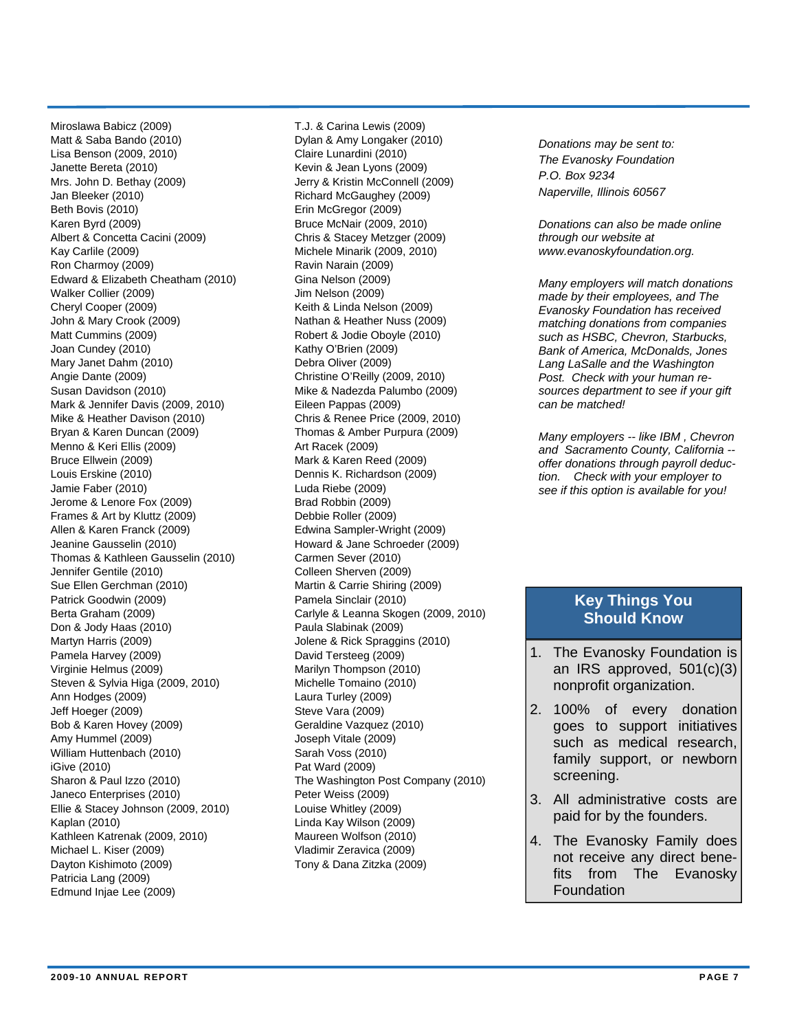Miroslawa Babicz (2009)
Matt & Saba Bando (2010)
Lisa Benson (2009, 2010)
Janette Bereta (2010)
Mrs. John D. Bethay (2009)
Jan Bleeker (2010)
Beth Bovis (2010)
Karen Byrd (2009)
Albert & Concetta Cacini (2009)
Kay Carlile (2009)
Ron Charmoy (2009)
Edward & Elizabeth Cheatham (2010)
Walker Collier (2009)
Cheryl Cooper (2009)
John & Mary Crook (2009)
Matt Cummins (2009)
Joan Cundey (2010)
Mary Janet Dahm (2010)
Angie Dante (2009)
Susan Davidson (2010)
Mark & Jennifer Davis (2009, 2010)
Mike & Heather Davison (2010)
Bryan & Karen Duncan (2009)
Menno & Keri Ellis (2009)
Bruce Ellwein (2009)
Louis Erskine (2010)
Jamie Faber (2010)
Jerome & Lenore Fox (2009)
Frames & Art by Kluttz (2009)
Allen & Karen Franck (2009)
Jeanine Gausselin (2010)
Thomas & Kathleen Gausselin (2010)
Jennifer Gentile (2010)
Sue Ellen Gerchman (2010)
Patrick Goodwin (2009)
Berta Graham (2009)
Don & Jody Haas (2010)
Martyn Harris (2009)
Pamela Harvey (2009)
Virginie Helmus (2009)
Steven & Sylvia Higa (2009, 2010)
Ann Hodges (2009)
Jeff Hoeger (2009)
Bob & Karen Hovey (2009)
Amy Hummel (2009)
William Huttenbach (2010)
iGive (2010)
Sharon & Paul Izzo (2010)
Janeco Enterprises (2010)
Ellie & Stacey Johnson (2009, 2010)
Kaplan (2010)
Kathleen Katrenak (2009, 2010)
Michael L. Kiser (2009)
Dayton Kishimoto (2009)
Patricia Lang (2009)
Edmund Injae Lee (2009)

T.J. & Carina Lewis (2009)
Dylan & Amy Longaker (2010)
Claire Lunardini (2010)
Kevin & Jean Lyons (2009)
Jerry & Kristin McConnell (2009)
Richard McGaughey (2009)
Erin McGregor (2009)
Bruce McNair (2009, 2010)
Chris & Stacey Metzger (2009)
Michele Minarik (2009, 2010)
Ravin Narain (2009)
Gina Nelson (2009)
Jim Nelson (2009)
Keith & Linda Nelson (2009)
Nathan & Heather Nuss (2009)
Robert & Jodie Oboyle (2010)
Kathy O'Brien (2009)
Debra Oliver (2009)
Christine O'Reilly (2009, 2010)
Mike & Nadezda Palumbo (2009)
Eileen Pappas (2009)
Chris & Renee Price (2009, 2010)
Thomas & Amber Purpura (2009)
Art Racek (2009)
Mark & Karen Reed (2009)
Dennis K. Richardson (2009)
Luda Riebe (2009)
Brad Robbin (2009)
Debbie Roller (2009)
Edwina Sampler-Wright (2009)
Howard & Jane Schroeder (2009)
Carmen Sever (2010)
Colleen Sherven (2009)
Martin & Carrie Shiring (2009)
Pamela Sinclair (2010)
Carlyle & Leanna Skogen (2009, 2010)
Paula Slabinak (2009)
Jolene & Rick Spraggins (2010)
David Tersteeg (2009)
Marilyn Thompson (2010)
Michelle Tomaino (2010)
Laura Turley (2009)
Steve Vara (2009)
Geraldine Vazquez (2010)
Joseph Vitale (2009)
Sarah Voss (2010)
Pat Ward (2009)
The Washington Post Company (2010)
Peter Weiss (2009)
Louise Whitley (2009)
Linda Kay Wilson (2009)
Maureen Wolfson (2010)
Vladimir Zeravica (2009)
Tony & Dana Zitzka (2009)

*Donations may be sent to:*
*The Evanosky Foundation*
*P.O. Box 9234*
*Naperville, Illinois 60567*

*Donations can also be made online through our website at www.evanoskyfoundation.org.*

*Many employers will match donations made by their employees, and The Evanosky Foundation has received matching donations from companies such as HSBC, Chevron, Starbucks, Bank of America, McDonalds, Jones Lang LaSalle and the Washington Post. Check with your human resources department to see if your gift can be matched!*

*Many employers -- like IBM , Chevron and Sacramento County, California -- offer donations through payroll deduction. Check with your employer to see if this option is available for you!*

## Key Things You Should Know

1. The Evanosky Foundation is an IRS approved, 501(c)(3) nonprofit organization.
2. 100% of every donation goes to support initiatives such as medical research, family support, or newborn screening.
3. All administrative costs are paid for by the founders.
4. The Evanosky Family does not receive any direct benefits from The Evanosky Foundation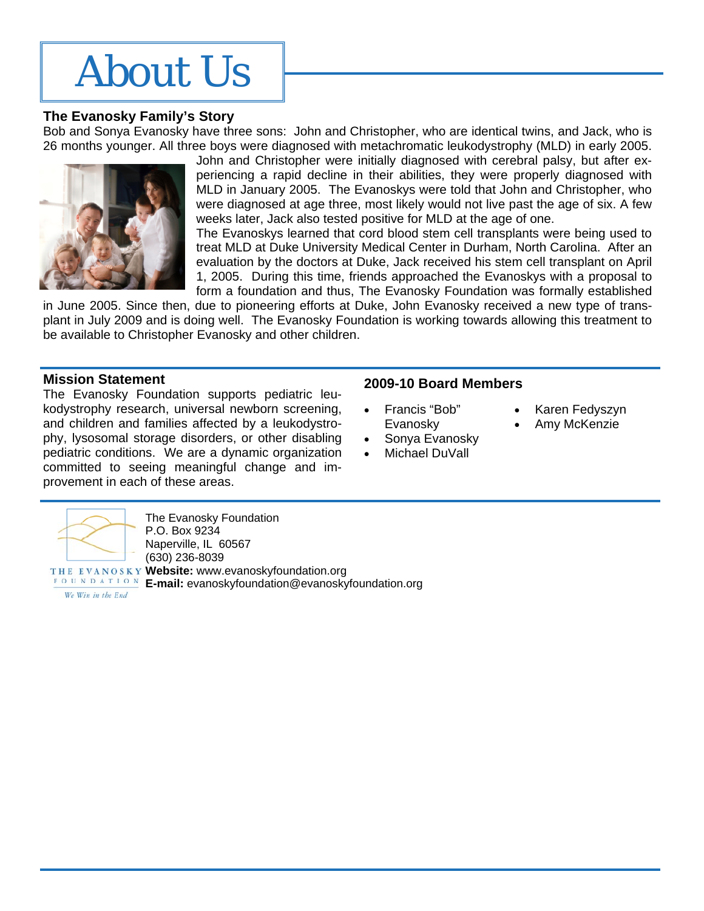# About Us

### The Evanosky Family's Story

Bob and Sonya Evanosky have three sons: John and Christopher, who are identical twins, and Jack, who is 26 months younger. All three boys were diagnosed with metachromatic leukodystrophy (MLD) in early 2005. John and Christopher were initially diagnosed with cerebral palsy, but after experiencing a rapid decline in their abilities, they were properly diagnosed with MLD in January 2005. The Evanoskys were told that John and Christopher, who were diagnosed at age three, most likely would not live past the age of six. A few weeks later, Jack also tested positive for MLD at the age of one.

The Evanoskys learned that cord blood stem cell transplants were being used to treat MLD at Duke University Medical Center in Durham, North Carolina. After an evaluation by the doctors at Duke, Jack received his stem cell transplant on April 1, 2005. During this time, friends approached the Evanoskys with a proposal to form a foundation and thus, The Evanosky Foundation was formally established in June 2005. Since then, due to pioneering efforts at Duke, John Evanosky received a new type of transplant in July 2009 and is doing well. The Evanosky Foundation is working towards allowing this treatment to be available to Christopher Evanosky and other children.

### Mission Statement

The Evanosky Foundation supports pediatric leukodystrophy research, universal newborn screening, and children and families affected by a leukodystrophy, lysosomal storage disorders, or other disabling pediatric conditions. We are a dynamic organization committed to seeing meaningful change and improvement in each of these areas.

### 2009-10 Board Members

- Francis "Bob" Evanosky
- Sonya Evanosky
- Michael DuVall
- Karen Fedyszyn
- Amy McKenzie

THE EVANOSKY FOUNDATION

*We Win in the End*

The Evanosky Foundation
P.O. Box 9234
Naperville, IL 60567
(630) 236-8039
**Website:** www.evanoskyfoundation.org
**E-mail:** evanoskyfoundation@evanoskyfoundation.org